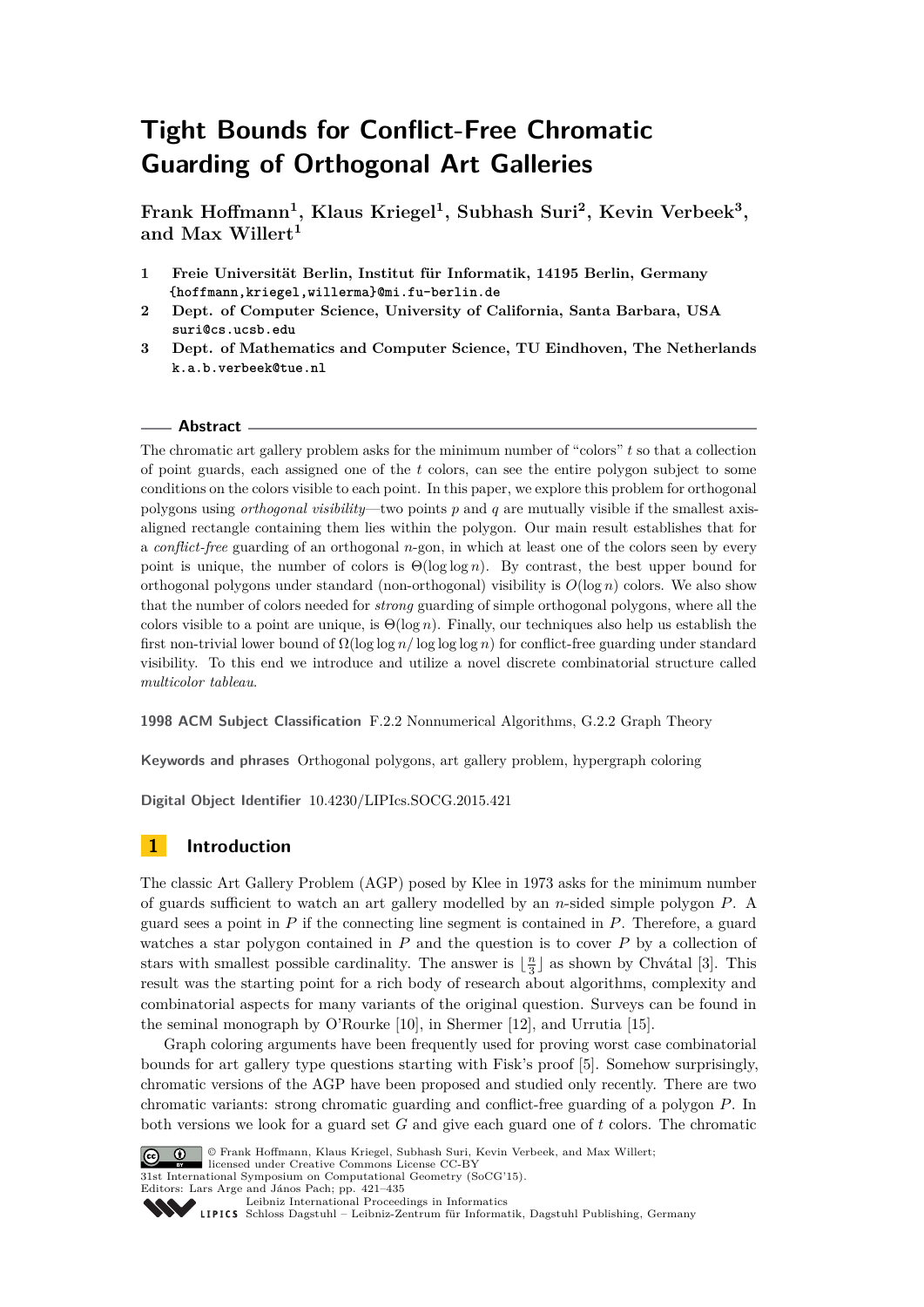# Tight Bounds for Conflict-Free Chromatic Guarding of Orthogonal Art Galleries

**Frank Hoffmann[1], Klaus Kriegel[1], Subhash Suri[2], Kevin Verbeek[3], and Max Willert[1]**

1 **Freie Universität Berlin, Institut für Informatik, 14195 Berlin, Germany**
`{hoffmann,kriegel,willerma}@mi.fu-berlin.de`

2 **Dept. of Computer Science, University of California, Santa Barbara, USA**
`suri@cs.ucsb.edu`

3 **Dept. of Mathematics and Computer Science, TU Eindhoven, The Netherlands**
`k.a.b.verbeek@tue.nl`

## Abstract

The chromatic art gallery problem asks for the minimum number of "colors" $t$ so that a collection of point guards, each assigned one of the $t$ colors, can see the entire polygon subject to some conditions on the colors visible to each point. In this paper, we explore this problem for orthogonal polygons using *orthogonal visibility*—two points $p$ and $q$ are mutually visible if the smallest axis-aligned rectangle containing them lies within the polygon. Our main result establishes that for a *conflict-free* guarding of an orthogonal $n$-gon, in which at least one of the colors seen by every point is unique, the number of colors is $\Theta(\log \log n)$. By contrast, the best upper bound for orthogonal polygons under standard (non-orthogonal) visibility is $O(\log n)$ colors. We also show that the number of colors needed for *strong* guarding of simple orthogonal polygons, where all the colors visible to a point are unique, is $\Theta(\log n)$. Finally, our techniques also help us establish the first non-trivial lower bound of $\Omega(\log \log n / \log \log \log n)$ for conflict-free guarding under standard visibility. To this end we introduce and utilize a novel discrete combinatorial structure called *multicolor tableau*.

**1998 ACM Subject Classification** F.2.2 Nonnumerical Algorithms, G.2.2 Graph Theory

**Keywords and phrases** Orthogonal polygons, art gallery problem, hypergraph coloring

**Digital Object Identifier** 10.4230/LIPIcs.SOCG.2015.421

## 1 Introduction

The classic Art Gallery Problem (AGP) posed by Klee in 1973 asks for the minimum number of guards sufficient to watch an art gallery modelled by an $n$-sided simple polygon $P$. A guard sees a point in $P$ if the connecting line segment is contained in $P$. Therefore, a guard watches a star polygon contained in $P$ and the question is to cover $P$ by a collection of stars with smallest possible cardinality. The answer is $\lfloor \frac{n}{3} \rfloor$ as shown by Chvátal [3]. This result was the starting point for a rich body of research about algorithms, complexity and combinatorial aspects for many variants of the original question. Surveys can be found in the seminal monograph by O'Rourke [10], in Shermer [12], and Urrutia [15].

Graph coloring arguments have been frequently used for proving worst case combinatorial bounds for art gallery type questions starting with Fisk's proof [5]. Somehow surprisingly, chromatic versions of the AGP have been proposed and studied only recently. There are two chromatic variants: strong chromatic guarding and conflict-free guarding of a polygon $P$. In both versions we look for a guard set $G$ and give each guard one of $t$ colors. The chromatic

© Frank Hoffmann, Klaus Kriegel, Subhash Suri, Kevin Verbeek, and Max Willert;
licensed under Creative Commons License CC-BY
31st International Symposium on Computational Geometry (SoCG'15).
Editors: Lars Arge and János Pach; pp. 421–435
Leibniz International Proceedings in Informatics
Schloss Dagstuhl – Leibniz-Zentrum für Informatik, Dagstuhl Publishing, Germany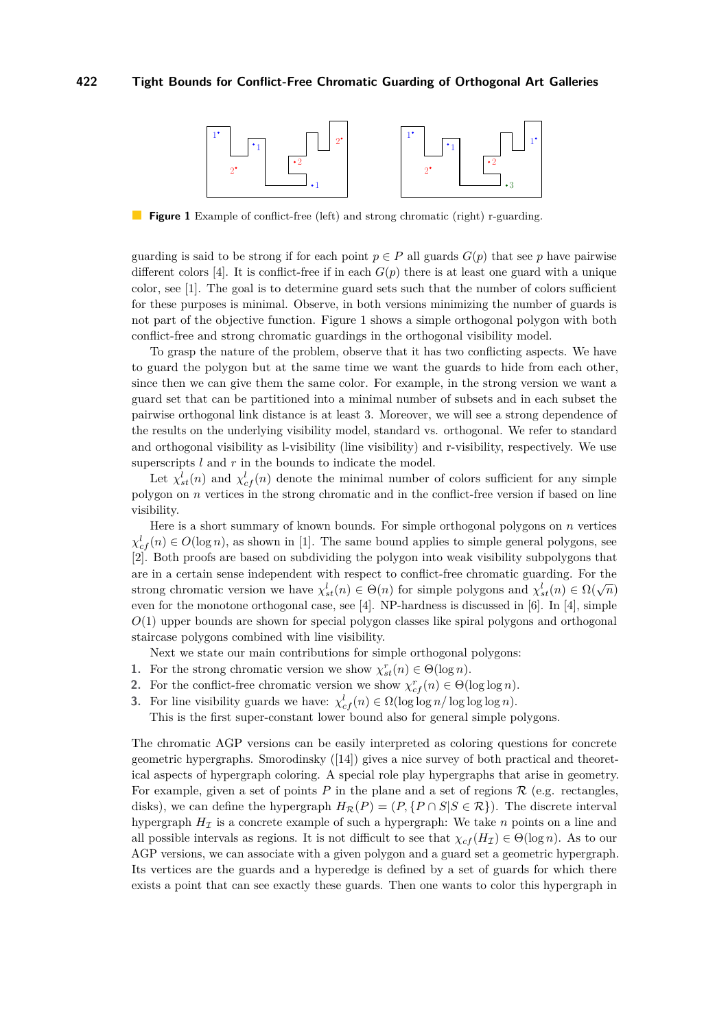**Figure 1** Example of conflict-free (left) and strong chromatic (right) r-guarding.

guarding is said to be strong if for each point $p \in P$ all guards $G(p)$ that see $p$ have pairwise different colors [4]. It is conflict-free if in each $G(p)$ there is at least one guard with a unique color, see [1]. The goal is to determine guard sets such that the number of colors sufficient for these purposes is minimal. Observe, in both versions minimizing the number of guards is not part of the objective function. Figure 1 shows a simple orthogonal polygon with both conflict-free and strong chromatic guardings in the orthogonal visibility model.

To grasp the nature of the problem, observe that it has two conflicting aspects. We have to guard the polygon but at the same time we want the guards to hide from each other, since then we can give them the same color. For example, in the strong version we want a guard set that can be partitioned into a minimal number of subsets and in each subset the pairwise orthogonal link distance is at least 3. Moreover, we will see a strong dependence of the results on the underlying visibility model, standard vs. orthogonal. We refer to standard and orthogonal visibility as l-visibility (line visibility) and r-visibility, respectively. We use superscripts $l$ and $r$ in the bounds to indicate the model.

Let $\chi^l_{st}(n)$ and $\chi^l_{cf}(n)$ denote the minimal number of colors sufficient for any simple polygon on $n$ vertices in the strong chromatic and in the conflict-free version if based on line visibility.

Here is a short summary of known bounds. For simple orthogonal polygons on $n$ vertices $\chi^l_{cf}(n) \in O(\log n)$, as shown in [1]. The same bound applies to simple general polygons, see [2]. Both proofs are based on subdividing the polygon into weak visibility subpolygons that are in a certain sense independent with respect to conflict-free chromatic guarding. For the strong chromatic version we have $\chi^l_{st}(n) \in \Theta(n)$ for simple polygons and $\chi^l_{st}(n) \in \Omega(\sqrt{n})$ even for the monotone orthogonal case, see [4]. NP-hardness is discussed in [6]. In [4], simple $O(1)$ upper bounds are shown for special polygon classes like spiral polygons and orthogonal staircase polygons combined with line visibility.

Next we state our main contributions for simple orthogonal polygons:

1. For the strong chromatic version we show $\chi^r_{st}(n) \in \Theta(\log n)$.
2. For the conflict-free chromatic version we show $\chi^r_{cf}(n) \in \Theta(\log \log n)$.
3. For line visibility guards we have: $\chi^l_{cf}(n) \in \Omega(\log \log n / \log \log \log n)$.

   This is the first super-constant lower bound also for general simple polygons.

The chromatic AGP versions can be easily interpreted as coloring questions for concrete geometric hypergraphs. Smorodinsky ([14]) gives a nice survey of both practical and theoretical aspects of hypergraph coloring. A special role play hypergraphs that arise in geometry. For example, given a set of points $P$ in the plane and a set of regions $\mathcal{R}$ (e.g. rectangles, disks), we can define the hypergraph $H_{\mathcal{R}}(P) = (P, \{P \cap S | S \in \mathcal{R}\})$. The discrete interval hypergraph $H_{\mathcal{I}}$ is a concrete example of such a hypergraph: We take $n$ points on a line and all possible intervals as regions. It is not difficult to see that $\chi_{cf}(H_{\mathcal{I}}) \in \Theta(\log n)$. As to our AGP versions, we can associate with a given polygon and a guard set a geometric hypergraph. Its vertices are the guards and a hyperedge is defined by a set of guards for which there exists a point that can see exactly these guards. Then one wants to color this hypergraph in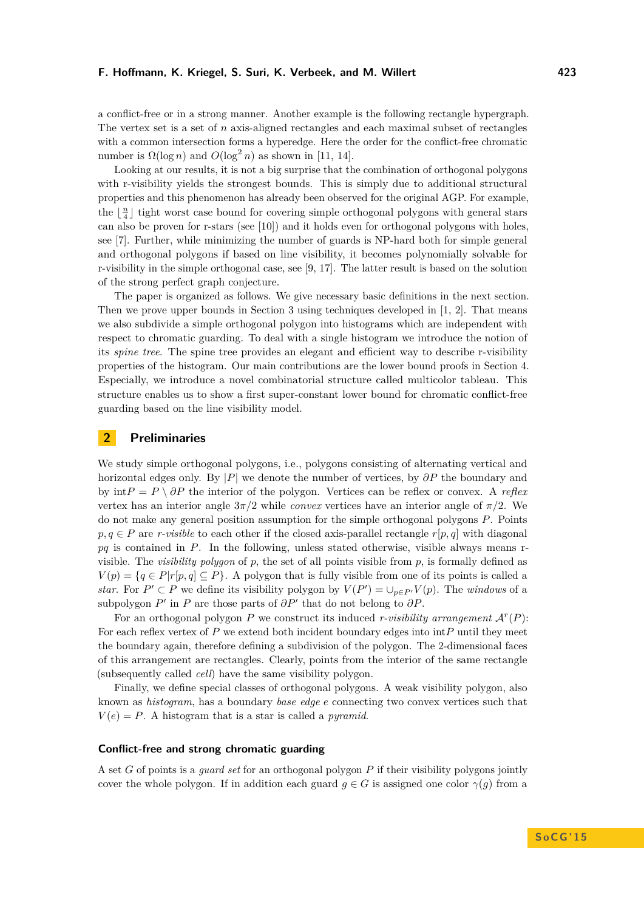a conflict-free or in a strong manner. Another example is the following rectangle hypergraph. The vertex set is a set of $n$ axis-aligned rectangles and each maximal subset of rectangles with a common intersection forms a hyperedge. Here the order for the conflict-free chromatic number is $\Omega(\log n)$ and $O(\log^2 n)$ as shown in [11, 14].

Looking at our results, it is not a big surprise that the combination of orthogonal polygons with r-visibility yields the strongest bounds. This is simply due to additional structural properties and this phenomenon has already been observed for the original AGP. For example, the $\lfloor \frac{n}{4} \rfloor$ tight worst case bound for covering simple orthogonal polygons with general stars can also be proven for r-stars (see [10]) and it holds even for orthogonal polygons with holes, see [7]. Further, while minimizing the number of guards is NP-hard both for simple general and orthogonal polygons if based on line visibility, it becomes polynomially solvable for r-visibility in the simple orthogonal case, see [9, 17]. The latter result is based on the solution of the strong perfect graph conjecture.

The paper is organized as follows. We give necessary basic definitions in the next section. Then we prove upper bounds in Section 3 using techniques developed in [1, 2]. That means we also subdivide a simple orthogonal polygon into histograms which are independent with respect to chromatic guarding. To deal with a single histogram we introduce the notion of its *spine tree*. The spine tree provides an elegant and efficient way to describe r-visibility properties of the histogram. Our main contributions are the lower bound proofs in Section 4. Especially, we introduce a novel combinatorial structure called multicolor tableau. This structure enables us to show a first super-constant lower bound for chromatic conflict-free guarding based on the line visibility model.

## 2 Preliminaries

We study simple orthogonal polygons, i.e., polygons consisting of alternating vertical and horizontal edges only. By $|P|$ we denote the number of vertices, by $\partial P$ the boundary and by $\text{int}P = P \setminus \partial P$ the interior of the polygon. Vertices can be reflex or convex. A *reflex* vertex has an interior angle $3\pi/2$ while *convex* vertices have an interior angle of $\pi/2$. We do not make any general position assumption for the simple orthogonal polygons $P$. Points $p, q \in P$ are *r-visible* to each other if the closed axis-parallel rectangle $r[p, q]$ with diagonal $pq$ is contained in $P$. In the following, unless stated otherwise, visible always means r-visible. The *visibility polygon* of $p$, the set of all points visible from $p$, is formally defined as $V(p) = \{q \in P | r[p, q] \subseteq P\}$. A polygon that is fully visible from one of its points is called a *star*. For $P' \subset P$ we define its visibility polygon by $V(P') = \cup_{p \in P'} V(p)$. The *windows* of a subpolygon $P'$ in $P$ are those parts of $\partial P'$ that do not belong to $\partial P$.

For an orthogonal polygon $P$ we construct its induced *r-visibility arrangement* $\mathcal{A}^r(P)$: For each reflex vertex of $P$ we extend both incident boundary edges into $\text{int}P$ until they meet the boundary again, therefore defining a subdivision of the polygon. The 2-dimensional faces of this arrangement are rectangles. Clearly, points from the interior of the same rectangle (subsequently called *cell*) have the same visibility polygon.

Finally, we define special classes of orthogonal polygons. A weak visibility polygon, also known as *histogram*, has a boundary *base edge* $e$ connecting two convex vertices such that $V(e) = P$. A histogram that is a star is called a *pyramid*.

### Conflict-free and strong chromatic guarding

A set $G$ of points is a *guard set* for an orthogonal polygon $P$ if their visibility polygons jointly cover the whole polygon. If in addition each guard $g \in G$ is assigned one color $\gamma(g)$ from a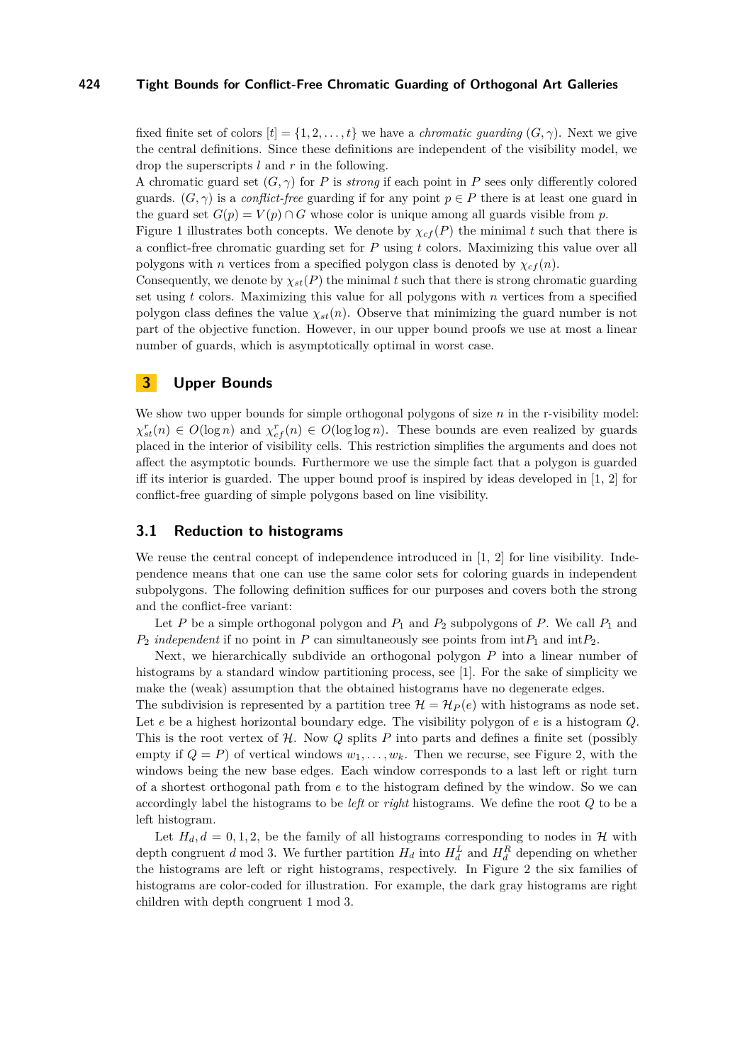fixed finite set of colors $[t] = \{1, 2, \ldots, t\}$ we have a *chromatic guarding* $(G, \gamma)$. Next we give the central definitions. Since these definitions are independent of the visibility model, we drop the superscripts $l$ and $r$ in the following.

A chromatic guard set $(G, \gamma)$ for $P$ is *strong* if each point in $P$ sees only differently colored guards. $(G, \gamma)$ is a *conflict-free* guarding if for any point $p \in P$ there is at least one guard in the guard set $G(p) = V(p) \cap G$ whose color is unique among all guards visible from $p$.

Figure 1 illustrates both concepts. We denote by $\chi_{cf}(P)$ the minimal $t$ such that there is a conflict-free chromatic guarding set for $P$ using $t$ colors. Maximizing this value over all polygons with $n$ vertices from a specified polygon class is denoted by $\chi_{cf}(n)$.

Consequently, we denote by $\chi_{st}(P)$ the minimal $t$ such that there is strong chromatic guarding set using $t$ colors. Maximizing this value for all polygons with $n$ vertices from a specified polygon class defines the value $\chi_{st}(n)$. Observe that minimizing the guard number is not part of the objective function. However, in our upper bound proofs we use at most a linear number of guards, which is asymptotically optimal in worst case.

## 3 Upper Bounds

We show two upper bounds for simple orthogonal polygons of size $n$ in the r-visibility model: $\chi^r_{st}(n) \in O(\log n)$ and $\chi^r_{cf}(n) \in O(\log \log n)$. These bounds are even realized by guards placed in the interior of visibility cells. This restriction simplifies the arguments and does not affect the asymptotic bounds. Furthermore we use the simple fact that a polygon is guarded iff its interior is guarded. The upper bound proof is inspired by ideas developed in [1, 2] for conflict-free guarding of simple polygons based on line visibility.

### 3.1 Reduction to histograms

We reuse the central concept of independence introduced in [1, 2] for line visibility. Independence means that one can use the same color sets for coloring guards in independent subpolygons. The following definition suffices for our purposes and covers both the strong and the conflict-free variant:

Let $P$ be a simple orthogonal polygon and $P_1$ and $P_2$ subpolygons of $P$. We call $P_1$ and $P_2$ *independent* if no point in $P$ can simultaneously see points from int$P_1$ and int$P_2$.

Next, we hierarchically subdivide an orthogonal polygon $P$ into a linear number of histograms by a standard window partitioning process, see [1]. For the sake of simplicity we make the (weak) assumption that the obtained histograms have no degenerate edges.

The subdivision is represented by a partition tree $\mathcal{H} = \mathcal{H}_P(e)$ with histograms as node set. Let $e$ be a highest horizontal boundary edge. The visibility polygon of $e$ is a histogram $Q$. This is the root vertex of $\mathcal{H}$. Now $Q$ splits $P$ into parts and defines a finite set (possibly empty if $Q = P$) of vertical windows $w_1, \ldots, w_k$. Then we recurse, see Figure 2, with the windows being the new base edges. Each window corresponds to a last left or right turn of a shortest orthogonal path from $e$ to the histogram defined by the window. So we can accordingly label the histograms to be *left* or *right* histograms. We define the root $Q$ to be a left histogram.

Let $H_d, d = 0, 1, 2$, be the family of all histograms corresponding to nodes in $\mathcal{H}$ with depth congruent $d$ mod 3. We further partition $H_d$ into $H^L_d$ and $H^R_d$ depending on whether the histograms are left or right histograms, respectively. In Figure 2 the six families of histograms are color-coded for illustration. For example, the dark gray histograms are right children with depth congruent 1 mod 3.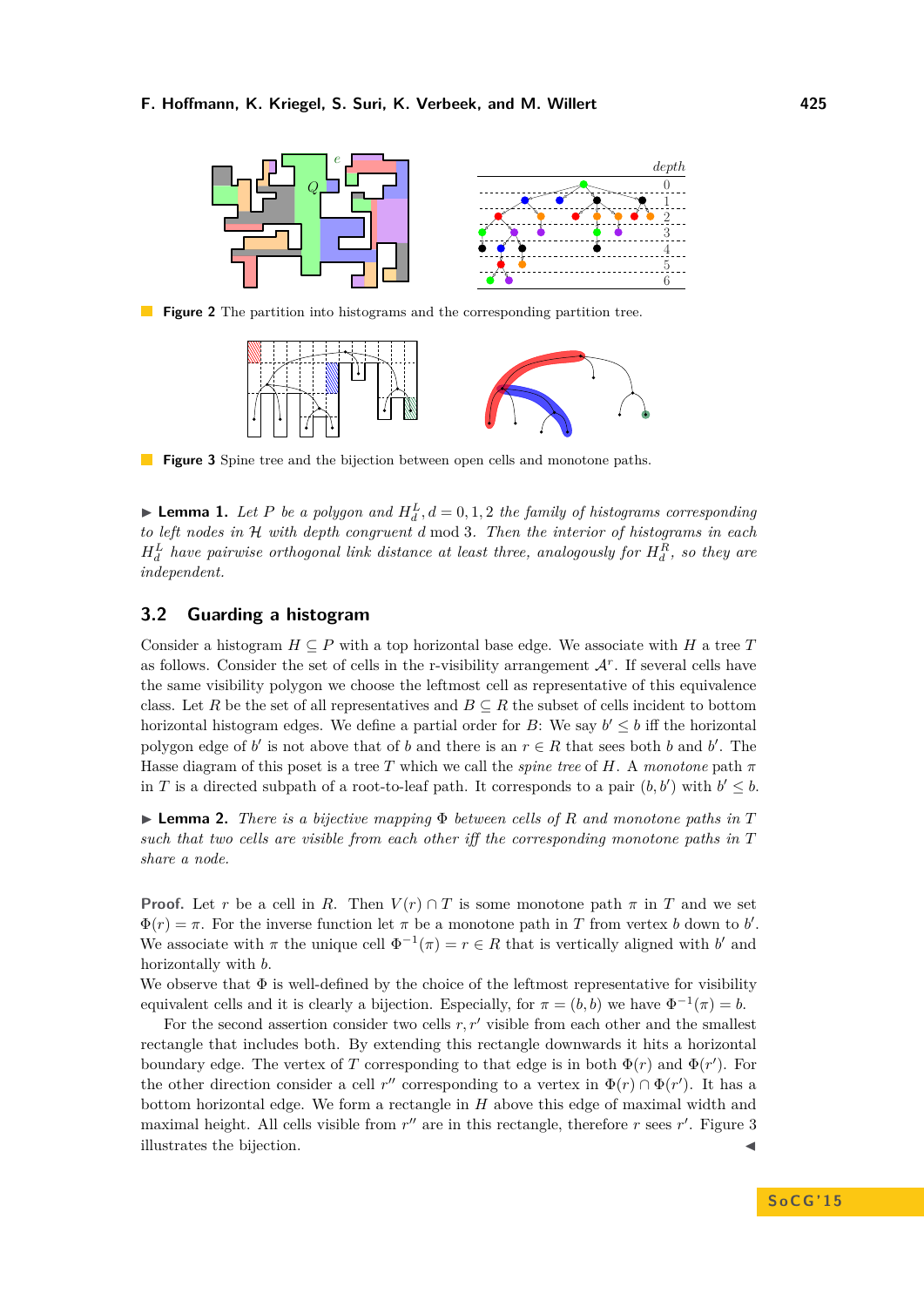**Figure 2** The partition into histograms and the corresponding partition tree.

**Figure 3** Spine tree and the bijection between open cells and monotone paths.

▶ **Lemma 1.** *Let $P$ be a polygon and $H_d^L, d = 0, 1, 2$ the family of histograms corresponding to left nodes in $\mathcal{H}$ with depth congruent $d$ mod 3. Then the interior of histograms in each $H_d^L$ have pairwise orthogonal link distance at least three, analogously for $H_d^R$, so they are independent.*

## 3.2 Guarding a histogram

Consider a histogram $H \subseteq P$ with a top horizontal base edge. We associate with $H$ a tree $T$ as follows. Consider the set of cells in the r-visibility arrangement $\mathcal{A}^r$. If several cells have the same visibility polygon we choose the leftmost cell as representative of this equivalence class. Let $R$ be the set of all representatives and $B \subseteq R$ the subset of cells incident to bottom horizontal histogram edges. We define a partial order for $B$: We say $b' \leq b$ iff the horizontal polygon edge of $b'$ is not above that of $b$ and there is an $r \in R$ that sees both $b$ and $b'$. The Hasse diagram of this poset is a tree $T$ which we call the *spine tree* of $H$. A *monotone* path $\pi$ in $T$ is a directed subpath of a root-to-leaf path. It corresponds to a pair $(b, b')$ with $b' \leq b$.

▶ **Lemma 2.** *There is a bijective mapping $\Phi$ between cells of $R$ and monotone paths in $T$ such that two cells are visible from each other iff the corresponding monotone paths in $T$ share a node.*

**Proof.** Let $r$ be a cell in $R$. Then $V(r) \cap T$ is some monotone path $\pi$ in $T$ and we set $\Phi(r) = \pi$. For the inverse function let $\pi$ be a monotone path in $T$ from vertex $b$ down to $b'$. We associate with $\pi$ the unique cell $\Phi^{-1}(\pi) = r \in R$ that is vertically aligned with $b'$ and horizontally with $b$.

We observe that $\Phi$ is well-defined by the choice of the leftmost representative for visibility equivalent cells and it is clearly a bijection. Especially, for $\pi = (b, b)$ we have $\Phi^{-1}(\pi) = b$.

For the second assertion consider two cells $r, r'$ visible from each other and the smallest rectangle that includes both. By extending this rectangle downwards it hits a horizontal boundary edge. The vertex of $T$ corresponding to that edge is in both $\Phi(r)$ and $\Phi(r')$. For the other direction consider a cell $r''$ corresponding to a vertex in $\Phi(r) \cap \Phi(r')$. It has a bottom horizontal edge. We form a rectangle in $H$ above this edge of maximal width and maximal height. All cells visible from $r''$ are in this rectangle, therefore $r$ sees $r'$. Figure 3 illustrates the bijection. ◀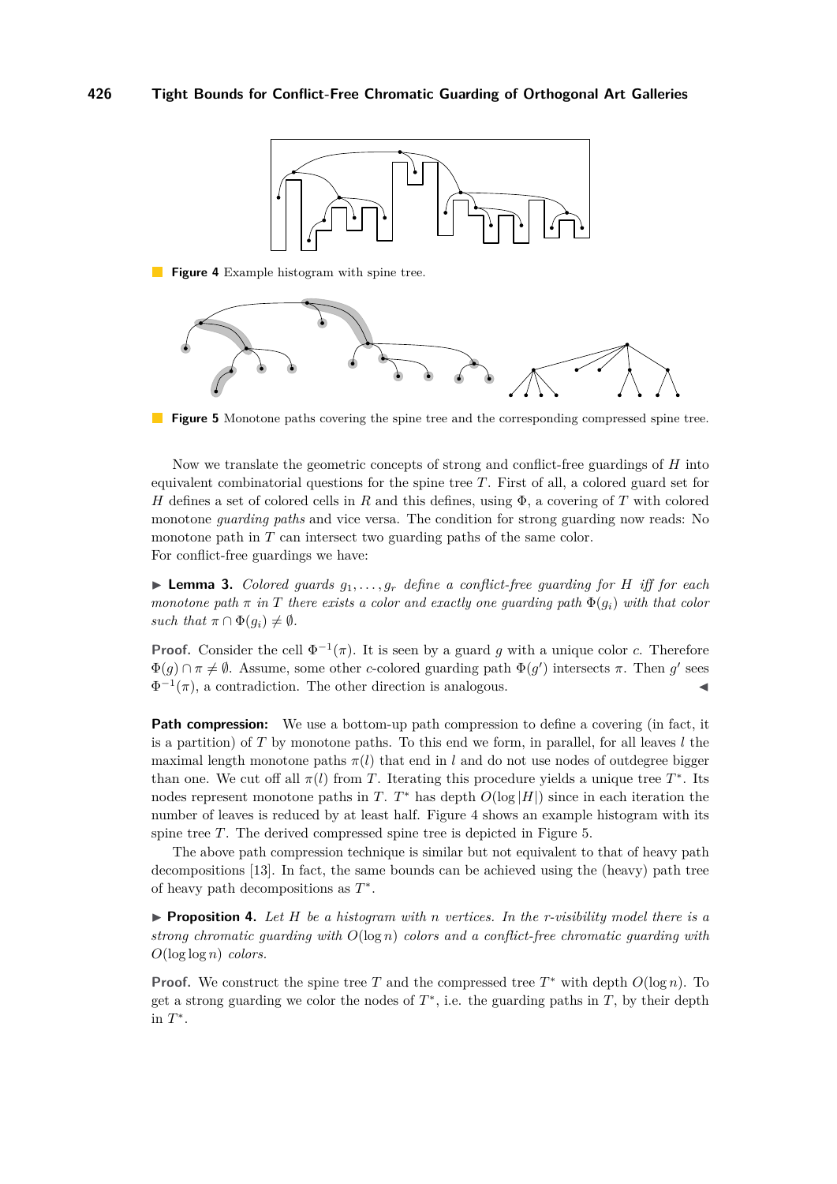**Figure 4** Example histogram with spine tree.

**Figure 5** Monotone paths covering the spine tree and the corresponding compressed spine tree.

Now we translate the geometric concepts of strong and conflict-free guardings of $H$ into equivalent combinatorial questions for the spine tree $T$. First of all, a colored guard set for $H$ defines a set of colored cells in $R$ and this defines, using $\Phi$, a covering of $T$ with colored monotone *guarding paths* and vice versa. The condition for strong guarding now reads: No monotone path in $T$ can intersect two guarding paths of the same color.
For conflict-free guardings we have:

▶ **Lemma 3.** *Colored guards $g_1, \ldots, g_r$ define a conflict-free guarding for $H$ iff for each monotone path $\pi$ in $T$ there exists a color and exactly one guarding path $\Phi(g_i)$ with that color such that $\pi \cap \Phi(g_i) \neq \emptyset$.*

**Proof.** Consider the cell $\Phi^{-1}(\pi)$. It is seen by a guard $g$ with a unique color $c$. Therefore $\Phi(g) \cap \pi \neq \emptyset$. Assume, some other $c$-colored guarding path $\Phi(g')$ intersects $\pi$. Then $g'$ sees $\Phi^{-1}(\pi)$, a contradiction. The other direction is analogous. ◀

**Path compression:** We use a bottom-up path compression to define a covering (in fact, it is a partition) of $T$ by monotone paths. To this end we form, in parallel, for all leaves $l$ the maximal length monotone paths $\pi(l)$ that end in $l$ and do not use nodes of outdegree bigger than one. We cut off all $\pi(l)$ from $T$. Iterating this procedure yields a unique tree $T^*$. Its nodes represent monotone paths in $T$. $T^*$ has depth $O(\log |H|)$ since in each iteration the number of leaves is reduced by at least half. Figure 4 shows an example histogram with its spine tree $T$. The derived compressed spine tree is depicted in Figure 5.

The above path compression technique is similar but not equivalent to that of heavy path decompositions [13]. In fact, the same bounds can be achieved using the (heavy) path tree of heavy path decompositions as $T^*$.

▶ **Proposition 4.** *Let $H$ be a histogram with $n$ vertices. In the r-visibility model there is a strong chromatic guarding with $O(\log n)$ colors and a conflict-free chromatic guarding with $O(\log \log n)$ colors.*

**Proof.** We construct the spine tree $T$ and the compressed tree $T^*$ with depth $O(\log n)$. To get a strong guarding we color the nodes of $T^*$, i.e. the guarding paths in $T$, by their depth in $T^*$.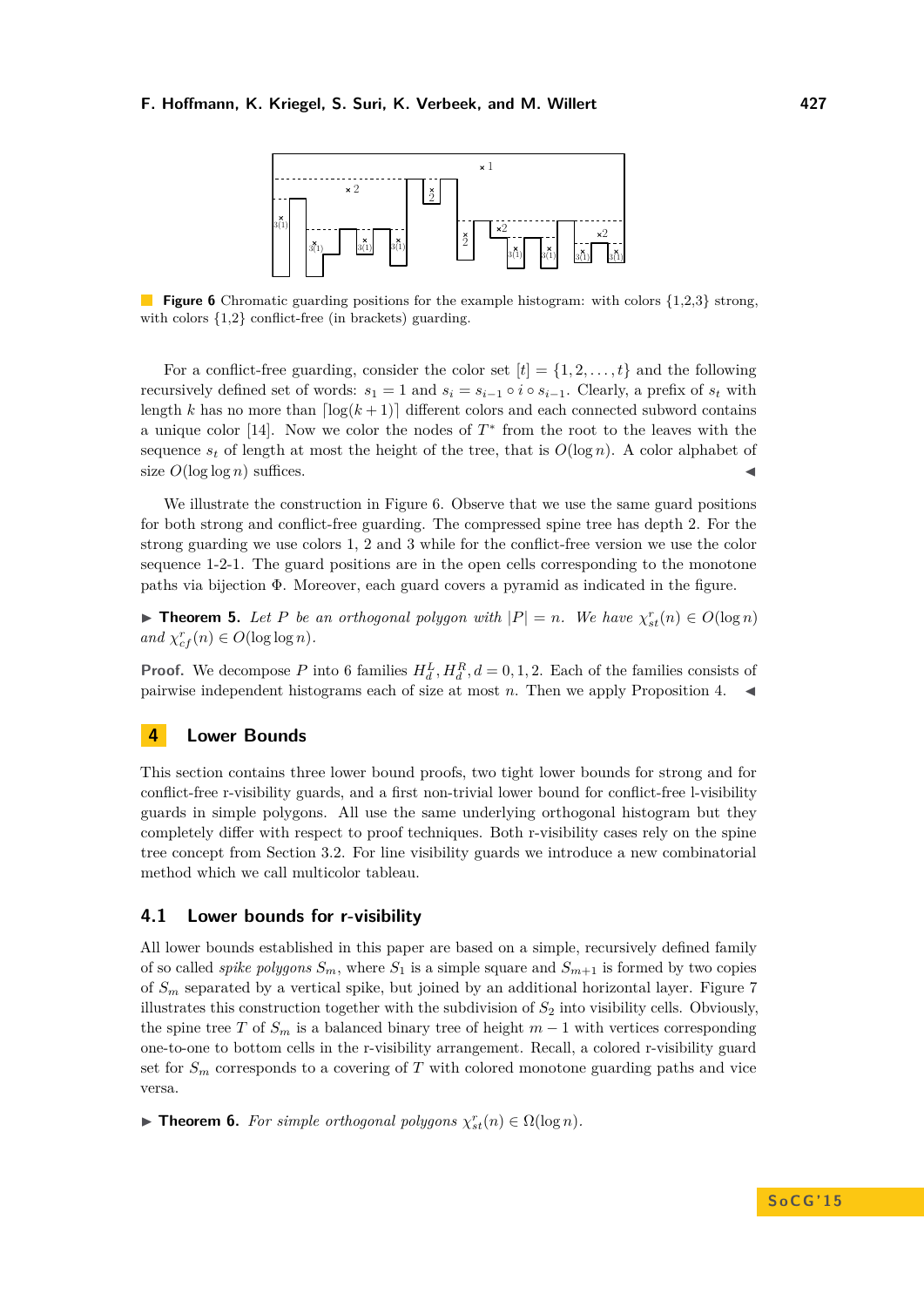**Figure 6** Chromatic guarding positions for the example histogram: with colors {1,2,3} strong, with colors {1,2} conflict-free (in brackets) guarding.

For a conflict-free guarding, consider the color set $[t] = \{1, 2, \ldots, t\}$ and the following recursively defined set of words: $s_1 = 1$ and $s_i = s_{i-1} \circ i \circ s_{i-1}$. Clearly, a prefix of $s_t$ with length $k$ has no more than $\lceil \log(k+1) \rceil$ different colors and each connected subword contains a unique color [14]. Now we color the nodes of $T^*$ from the root to the leaves with the sequence $s_t$ of length at most the height of the tree, that is $O(\log n)$. A color alphabet of size $O(\log \log n)$ suffices. ◀

We illustrate the construction in Figure 6. Observe that we use the same guard positions for both strong and conflict-free guarding. The compressed spine tree has depth 2. For the strong guarding we use colors 1, 2 and 3 while for the conflict-free version we use the color sequence 1-2-1. The guard positions are in the open cells corresponding to the monotone paths via bijection $\Phi$. Moreover, each guard covers a pyramid as indicated in the figure.

▶ **Theorem 5.** *Let $P$ be an orthogonal polygon with $|P| = n$. We have $\chi^r_{st}(n) \in O(\log n)$ and $\chi^r_{cf}(n) \in O(\log \log n)$.*

**Proof.** We decompose $P$ into 6 families $H^L_d, H^R_d, d = 0, 1, 2$. Each of the families consists of pairwise independent histograms each of size at most $n$. Then we apply Proposition 4. ◀

## 4 Lower Bounds

This section contains three lower bound proofs, two tight lower bounds for strong and for conflict-free r-visibility guards, and a first non-trivial lower bound for conflict-free l-visibility guards in simple polygons. All use the same underlying orthogonal histogram but they completely differ with respect to proof techniques. Both r-visibility cases rely on the spine tree concept from Section 3.2. For line visibility guards we introduce a new combinatorial method which we call multicolor tableau.

### 4.1 Lower bounds for r-visibility

All lower bounds established in this paper are based on a simple, recursively defined family of so called *spike polygons* $S_m$, where $S_1$ is a simple square and $S_{m+1}$ is formed by two copies of $S_m$ separated by a vertical spike, but joined by an additional horizontal layer. Figure 7 illustrates this construction together with the subdivision of $S_2$ into visibility cells. Obviously, the spine tree $T$ of $S_m$ is a balanced binary tree of height $m - 1$ with vertices corresponding one-to-one to bottom cells in the r-visibility arrangement. Recall, a colored r-visibility guard set for $S_m$ corresponds to a covering of $T$ with colored monotone guarding paths and vice versa.

▶ **Theorem 6.** *For simple orthogonal polygons $\chi^r_{st}(n) \in \Omega(\log n)$.*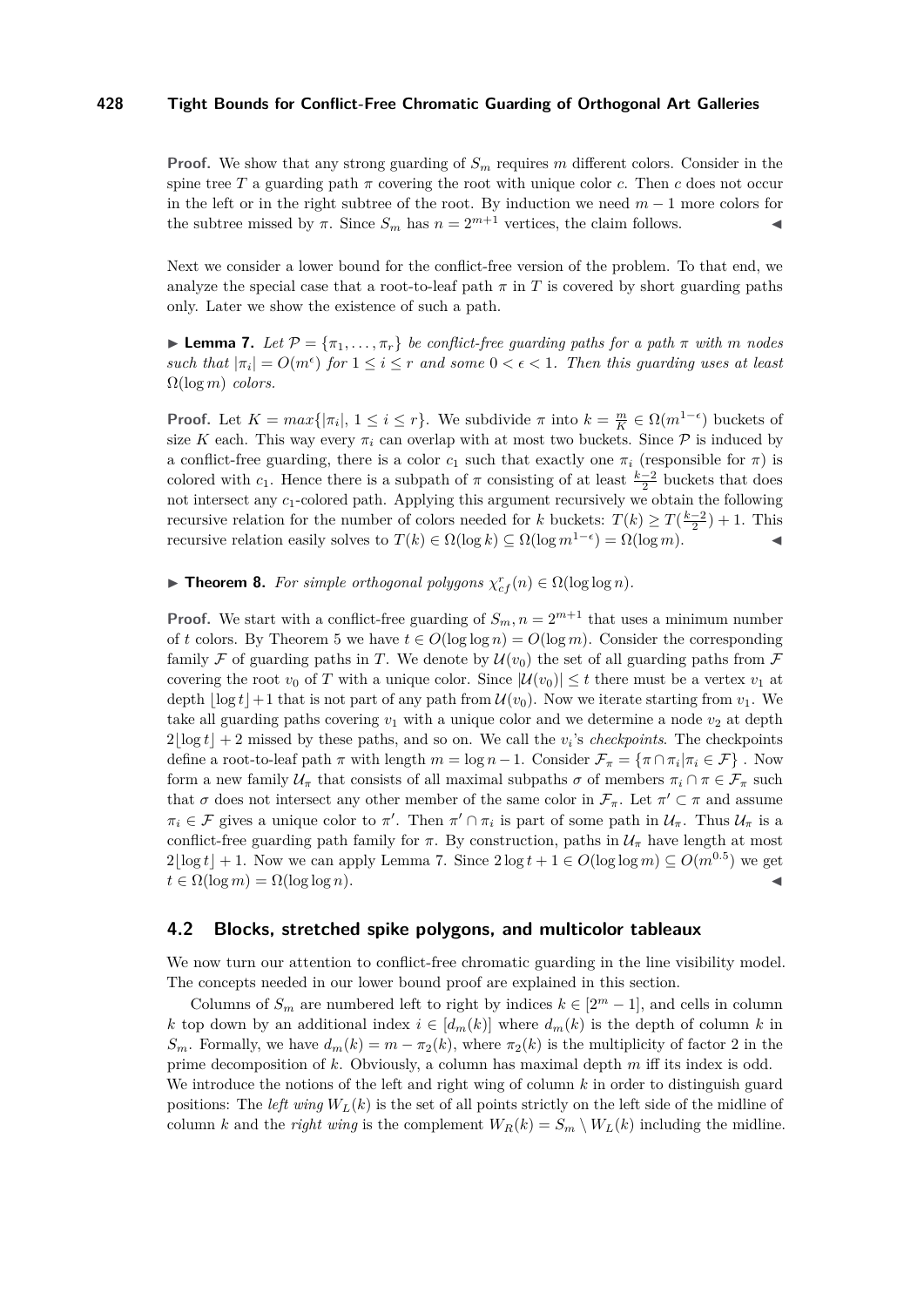**Proof.** We show that any strong guarding of $S_m$ requires $m$ different colors. Consider in the spine tree $T$ a guarding path $\pi$ covering the root with unique color $c$. Then $c$ does not occur in the left or in the right subtree of the root. By induction we need $m-1$ more colors for the subtree missed by $\pi$. Since $S_m$ has $n = 2^{m+1}$ vertices, the claim follows. ◀

Next we consider a lower bound for the conflict-free version of the problem. To that end, we analyze the special case that a root-to-leaf path $\pi$ in $T$ is covered by short guarding paths only. Later we show the existence of such a path.

▶ **Lemma 7.** *Let $\mathcal{P} = \{\pi_1, \ldots, \pi_r\}$ be conflict-free guarding paths for a path $\pi$ with $m$ nodes such that $|\pi_i| = O(m^\epsilon)$ for $1 \le i \le r$ and some $0 < \epsilon < 1$. Then this guarding uses at least $\Omega(\log m)$ colors.*

**Proof.** Let $K = max\{|\pi_i|, 1 \le i \le r\}$. We subdivide $\pi$ into $k = \frac{m}{K} \in \Omega(m^{1-\epsilon})$ buckets of size $K$ each. This way every $\pi_i$ can overlap with at most two buckets. Since $\mathcal{P}$ is induced by a conflict-free guarding, there is a color $c_1$ such that exactly one $\pi_i$ (responsible for $\pi$) is colored with $c_1$. Hence there is a subpath of $\pi$ consisting of at least $\frac{k-2}{2}$ buckets that does not intersect any $c_1$-colored path. Applying this argument recursively we obtain the following recursive relation for the number of colors needed for $k$ buckets: $T(k) \ge T(\frac{k-2}{2}) + 1$. This recursive relation easily solves to $T(k) \in \Omega(\log k) \subseteq \Omega(\log m^{1-\epsilon}) = \Omega(\log m)$. ◀

▶ **Theorem 8.** *For simple orthogonal polygons $\chi^r_{cf}(n) \in \Omega(\log \log n)$.*

**Proof.** We start with a conflict-free guarding of $S_m, n = 2^{m+1}$ that uses a minimum number of $t$ colors. By Theorem 5 we have $t \in O(\log \log n) = O(\log m)$. Consider the corresponding family $\mathcal{F}$ of guarding paths in $T$. We denote by $\mathcal{U}(v_0)$ the set of all guarding paths from $\mathcal{F}$ covering the root $v_0$ of $T$ with a unique color. Since $|\mathcal{U}(v_0)| \le t$ there must be a vertex $v_1$ at depth $\lfloor \log t \rfloor + 1$ that is not part of any path from $\mathcal{U}(v_0)$. Now we iterate starting from $v_1$. We take all guarding paths covering $v_1$ with a unique color and we determine a node $v_2$ at depth $2\lfloor \log t \rfloor + 2$ missed by these paths, and so on. We call the $v_i$'s *checkpoints*. The checkpoints define a root-to-leaf path $\pi$ with length $m = \log n - 1$. Consider $\mathcal{F}_\pi = \{\pi \cap \pi_i | \pi_i \in \mathcal{F}\}$ . Now form a new family $\mathcal{U}_\pi$ that consists of all maximal subpaths $\sigma$ of members $\pi_i \cap \pi \in \mathcal{F}_\pi$ such that $\sigma$ does not intersect any other member of the same color in $\mathcal{F}_\pi$. Let $\pi' \subset \pi$ and assume $\pi_i \in \mathcal{F}$ gives a unique color to $\pi'$. Then $\pi' \cap \pi_i$ is part of some path in $\mathcal{U}_\pi$. Thus $\mathcal{U}_\pi$ is a conflict-free guarding path family for $\pi$. By construction, paths in $\mathcal{U}_\pi$ have length at most $2\lfloor \log t \rfloor + 1$. Now we can apply Lemma 7. Since $2 \log t + 1 \in O(\log \log m) \subseteq O(m^{0.5})$ we get $t \in \Omega(\log m) = \Omega(\log \log n)$. ◀

## 4.2 Blocks, stretched spike polygons, and multicolor tableaux

We now turn our attention to conflict-free chromatic guarding in the line visibility model. The concepts needed in our lower bound proof are explained in this section.

Columns of $S_m$ are numbered left to right by indices $k \in [2^m - 1]$, and cells in column $k$ top down by an additional index $i \in [d_m(k)]$ where $d_m(k)$ is the depth of column $k$ in $S_m$. Formally, we have $d_m(k) = m - \pi_2(k)$, where $\pi_2(k)$ is the multiplicity of factor 2 in the prime decomposition of $k$. Obviously, a column has maximal depth $m$ iff its index is odd. We introduce the notions of the left and right wing of column $k$ in order to distinguish guard positions: The *left wing* $W_L(k)$ is the set of all points strictly on the left side of the midline of column $k$ and the *right wing* is the complement $W_R(k) = S_m \setminus W_L(k)$ including the midline.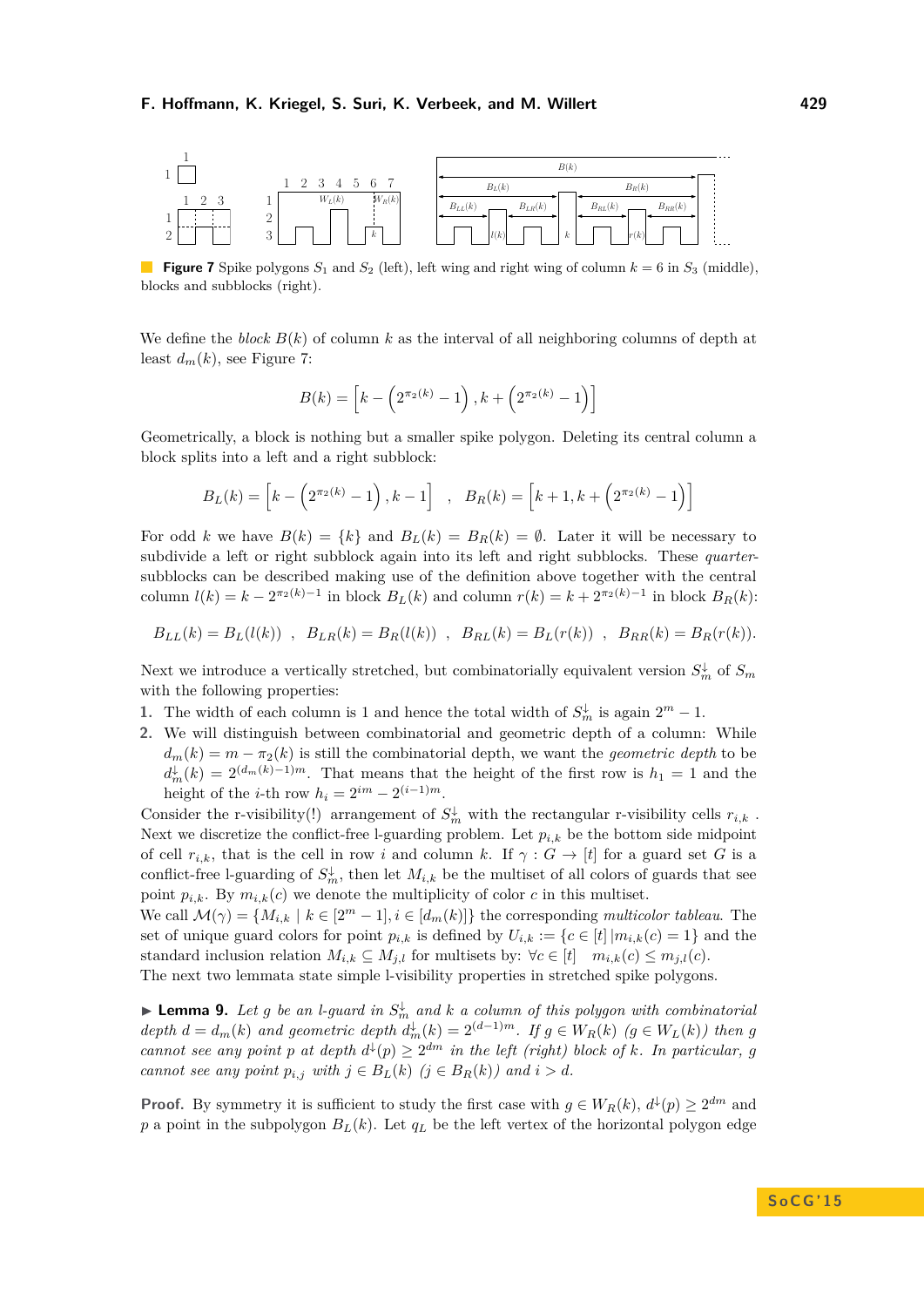**Figure 7** Spike polygons $S_1$ and $S_2$ (left), left wing and right wing of column $k = 6$ in $S_3$ (middle), blocks and subblocks (right).

We define the *block* $B(k)$ of column $k$ as the interval of all neighboring columns of depth at least $d_m(k)$, see Figure 7:

$$B(k) = \left[k - \left(2^{\pi_2(k)} - 1\right), k + \left(2^{\pi_2(k)} - 1\right)\right]$$

Geometrically, a block is nothing but a smaller spike polygon. Deleting its central column a block splits into a left and a right subblock:

$$B_L(k) = \left[k - \left(2^{\pi_2(k)} - 1\right), k - 1\right] \quad , \quad B_R(k) = \left[k + 1, k + \left(2^{\pi_2(k)} - 1\right)\right]$$

For odd $k$ we have $B(k) = \{k\}$ and $B_L(k) = B_R(k) = \emptyset$. Later it will be necessary to subdivide a left or right subblock again into its left and right subblocks. These *quarter-subblocks* can be described making use of the definition above together with the central column $l(k) = k - 2^{\pi_2(k)-1}$ in block $B_L(k)$ and column $r(k) = k + 2^{\pi_2(k)-1}$ in block $B_R(k)$:

$$B_{LL}(k) = B_L(l(k)) \ , \ B_{LR}(k) = B_R(l(k)) \ , \ B_{RL}(k) = B_L(r(k)) \ , \ B_{RR}(k) = B_R(r(k)).$$

Next we introduce a vertically stretched, but combinatorially equivalent version $S_m^{\downarrow}$ of $S_m$ with the following properties:

1. The width of each column is 1 and hence the total width of $S_m^{\downarrow}$ is again $2^m - 1$.
2. We will distinguish between combinatorial and geometric depth of a column: While $d_m(k) = m - \pi_2(k)$ is still the combinatorial depth, we want the *geometric depth* to be $d_m^{\downarrow}(k) = 2^{(d_m(k)-1)m}$. That means that the height of the first row is $h_1 = 1$ and the height of the $i$-th row $h_i = 2^{im} - 2^{(i-1)m}$.

Consider the r-visibility(!) arrangement of $S_m^{\downarrow}$ with the rectangular r-visibility cells $r_{i,k}$ . Next we discretize the conflict-free l-guarding problem. Let $p_{i,k}$ be the bottom side midpoint of cell $r_{i,k}$, that is the cell in row $i$ and column $k$. If $\gamma : G \to [t]$ for a guard set $G$ is a conflict-free l-guarding of $S_m^{\downarrow}$, then let $M_{i,k}$ be the multiset of all colors of guards that see point $p_{i,k}$. By $m_{i,k}(c)$ we denote the multiplicity of color $c$ in this multiset.
We call $\mathcal{M}(\gamma) = \{M_{i,k} \mid k \in [2^m - 1], i \in [d_m(k)]\}$ the corresponding *multicolor tableau*. The set of unique guard colors for point $p_{i,k}$ is defined by $U_{i,k} := \{c \in [t] \,|\, m_{i,k}(c) = 1\}$ and the standard inclusion relation $M_{i,k} \subseteq M_{j,l}$ for multisets by: $\forall c \in [t] \quad m_{i,k}(c) \leq m_{j,l}(c)$.
The next two lemmata state simple l-visibility properties in stretched spike polygons.

▶ **Lemma 9.** *Let $g$ be an l-guard in $S_m^{\downarrow}$ and $k$ a column of this polygon with combinatorial depth $d = d_m(k)$ and geometric depth $d_m^{\downarrow}(k) = 2^{(d-1)m}$. If $g \in W_R(k)$ ($g \in W_L(k)$) then $g$ cannot see any point $p$ at depth $d^{\downarrow}(p) \geq 2^{dm}$ in the left (right) block of $k$. In particular, $g$ cannot see any point $p_{i,j}$ with $j \in B_L(k)$ ($j \in B_R(k)$) and $i > d$.*

**Proof.** By symmetry it is sufficient to study the first case with $g \in W_R(k)$, $d^{\downarrow}(p) \geq 2^{dm}$ and $p$ a point in the subpolygon $B_L(k)$. Let $q_L$ be the left vertex of the horizontal polygon edge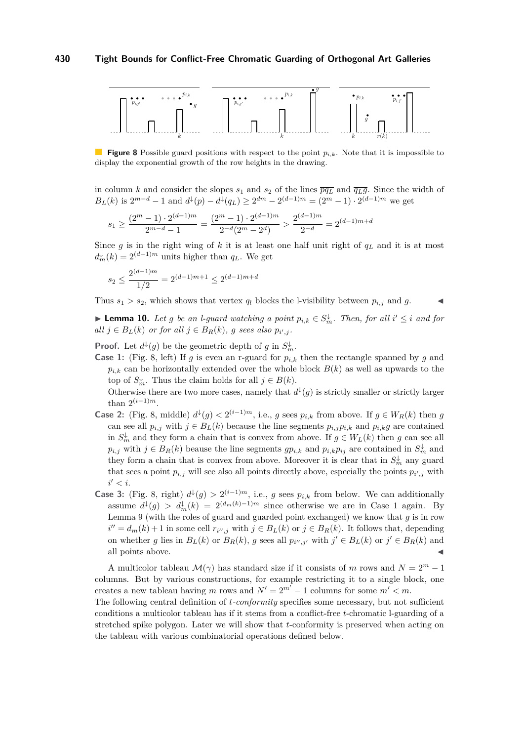**Figure 8** Possible guard positions with respect to the point $p_{i,k}$. Note that it is impossible to display the exponential growth of the row heights in the drawing.

in column $k$ and consider the slopes $s_1$ and $s_2$ of the lines $\overline{pq_L}$ and $\overline{q_L g}$. Since the width of $B_L(k)$ is $2^{m-d}-1$ and $d^{\downarrow}(p) - d^{\downarrow}(q_L) \geq 2^{dm} - 2^{(d-1)m} = (2^m - 1) \cdot 2^{(d-1)m}$ we get

$$s_1 \geq \frac{(2^m-1)\cdot 2^{(d-1)m}}{2^{m-d}-1} = \frac{(2^m-1)\cdot 2^{(d-1)m}}{2^{-d}(2^m-2^d)} > \frac{2^{(d-1)m}}{2^{-d}} = 2^{(d-1)m+d}$$

Since $g$ is in the right wing of $k$ it is at least one half unit right of $q_L$ and it is at most $d^{\downarrow}_m(k) = 2^{(d-1)m}$ units higher than $q_L$. We get

$$s_2 \leq \frac{2^{(d-1)m}}{1/2} = 2^{(d-1)m+1} \leq 2^{(d-1)m+d}$$

Thus $s_1 > s_2$, which shows that vertex $q_l$ blocks the l-visibility between $p_{i,j}$ and $g$. ◀

▶ **Lemma 10.** *Let $g$ be an l-guard watching a point $p_{i,k} \in S^{\downarrow}_m$. Then, for all $i' \leq i$ and for all $j \in B_L(k)$ or for all $j \in B_R(k)$, $g$ sees also $p_{i',j}$.*

**Proof.** Let $d^{\downarrow}(g)$ be the geometric depth of $g$ in $S^{\downarrow}_m$.

**Case 1:** (Fig. 8, left) If $g$ is even an r-guard for $p_{i,k}$ then the rectangle spanned by $g$ and $p_{i,k}$ can be horizontally extended over the whole block $B(k)$ as well as upwards to the top of $S^{\downarrow}_m$. Thus the claim holds for all $j \in B(k)$.

Otherwise there are two more cases, namely that $d^{\downarrow}(g)$ is strictly smaller or strictly larger than $2^{(i-1)m}$.

**Case 2:** (Fig. 8, middle) $d^{\downarrow}(g) < 2^{(i-1)m}$, i.e., $g$ sees $p_{i,k}$ from above. If $g \in W_R(k)$ then $g$ can see all $p_{i,j}$ with $j \in B_L(k)$ because the line segments $p_{i,j}p_{i,k}$ and $p_{i,k}g$ are contained in $S^{\downarrow}_m$ and they form a chain that is convex from above. If $g \in W_L(k)$ then $g$ can see all $p_{i,j}$ with $j \in B_R(k)$ beause the line segments $gp_{i,k}$ and $p_{i,k}p_{ij}$ are contained in $S^{\downarrow}_m$ and they form a chain that is convex from above. Moreover it is clear that in $S^{\downarrow}_m$ any guard that sees a point $p_{i,j}$ will see also all points directly above, especially the points $p_{i',j}$ with $i' < i$.

**Case 3:** (Fig. 8, right) $d^{\downarrow}(g) > 2^{(i-1)m}$, i.e., $g$ sees $p_{i,k}$ from below. We can additionally assume $d^{\downarrow}(g) > d^{\downarrow}_m(k) = 2^{(d_m(k)-1)m}$ since otherwise we are in Case 1 again. By Lemma 9 (with the roles of guard and guarded point exchanged) we know that $g$ is in row $i'' = d_m(k)+1$ in some cell $r_{i'',j}$ with $j \in B_L(k)$ or $j \in B_R(k)$. It follows that, depending on whether $g$ lies in $B_L(k)$ or $B_R(k)$, $g$ sees all $p_{i'',j'}$ with $j' \in B_L(k)$ or $j' \in B_R(k)$ and all points above. ◀

A multicolor tableau $\mathcal{M}(\gamma)$ has standard size if it consists of $m$ rows and $N = 2^m - 1$ columns. But by various constructions, for example restricting it to a single block, one creates a new tableau having $m$ rows and $N' = 2^{m'} - 1$ columns for some $m' < m$.

The following central definition of *t-conformity* specifies some necessary, but not sufficient conditions a multicolor tableau has if it stems from a conflict-free $t$-chromatic l-guarding of a stretched spike polygon. Later we will show that $t$-conformity is preserved when acting on the tableau with various combinatorial operations defined below.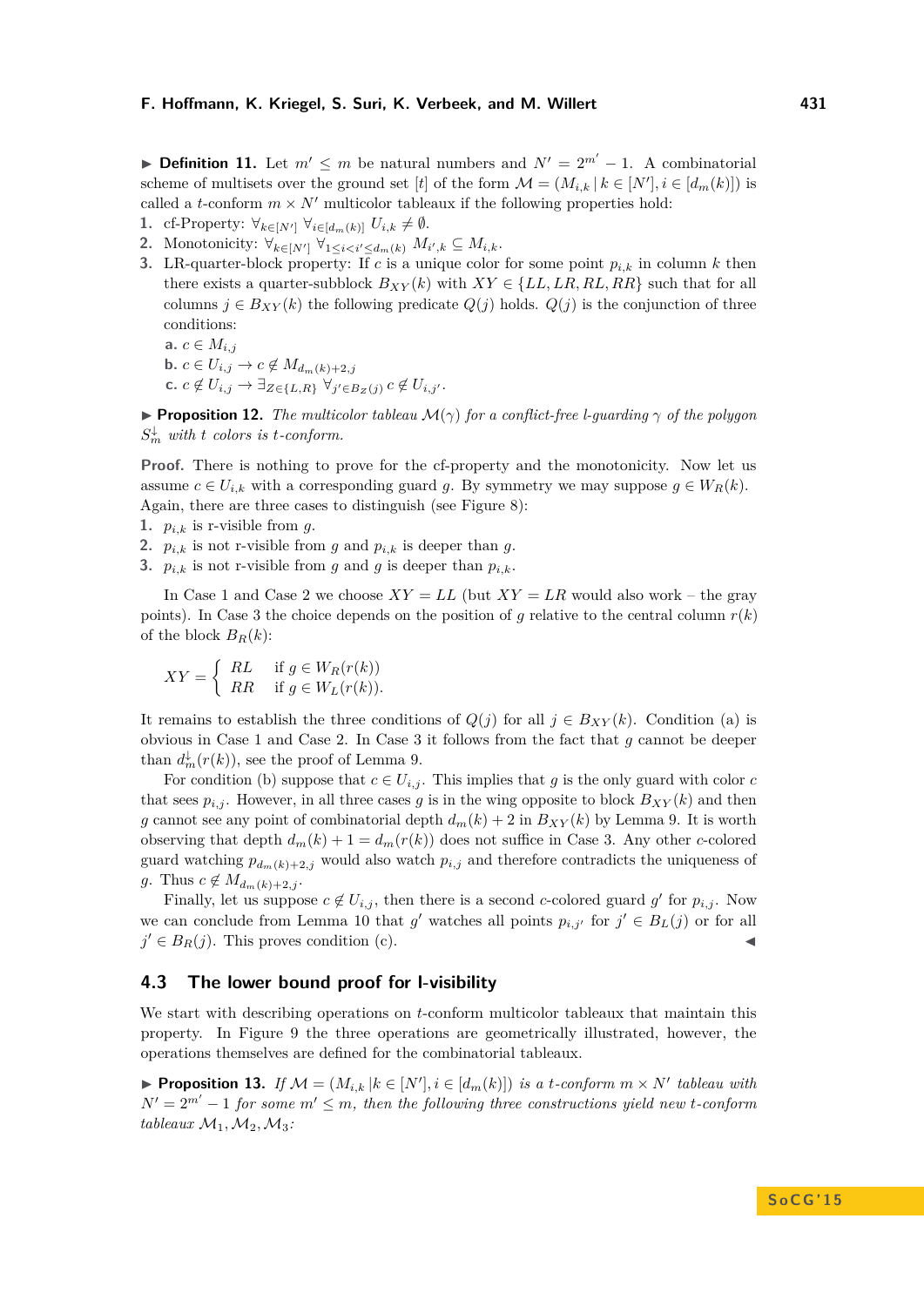▶ **Definition 11.** Let $m' \leq m$ be natural numbers and $N' = 2^{m'} - 1$. A combinatorial scheme of multisets over the ground set $[t]$ of the form $\mathcal{M} = (M_{i,k} \mid k \in [N'], i \in [d_m(k)])$ is called a $t$-conform $m \times N'$ multicolor tableaux if the following properties hold:

1. cf-Property: $\forall_{k \in [N']}\ \forall_{i \in [d_m(k)]}\ U_{i,k} \neq \emptyset$.
2. Monotonicity: $\forall_{k \in [N']}\ \forall_{1 \leq i < i' \leq d_m(k)}\ M_{i',k} \subseteq M_{i,k}$.
3. LR-quarter-block property: If $c$ is a unique color for some point $p_{i,k}$ in column $k$ then there exists a quarter-subblock $B_{XY}(k)$ with $XY \in \{LL, LR, RL, RR\}$ such that for all columns $j \in B_{XY}(k)$ the following predicate $Q(j)$ holds. $Q(j)$ is the conjunction of three conditions:
   **a.** $c \in M_{i,j}$
   **b.** $c \in U_{i,j} \to c \notin M_{d_m(k)+2,j}$
   **c.** $c \notin U_{i,j} \to \exists_{Z \in \{L,R\}}\ \forall_{j' \in B_Z(j)}\ c \notin U_{i,j'}$.

▶ **Proposition 12.** *The multicolor tableau $\mathcal{M}(\gamma)$ for a conflict-free l-guarding $\gamma$ of the polygon $S_m^{\downarrow}$ with $t$ colors is $t$-conform.*

**Proof.** There is nothing to prove for the cf-property and the monotonicity. Now let us assume $c \in U_{i,k}$ with a corresponding guard $g$. By symmetry we may suppose $g \in W_R(k)$. Again, there are three cases to distinguish (see Figure 8):

1. $p_{i,k}$ is r-visible from $g$.
2. $p_{i,k}$ is not r-visible from $g$ and $p_{i,k}$ is deeper than $g$.
3. $p_{i,k}$ is not r-visible from $g$ and $g$ is deeper than $p_{i,k}$.

In Case 1 and Case 2 we choose $XY = LL$ (but $XY = LR$ would also work – the gray points). In Case 3 the choice depends on the position of $g$ relative to the central column $r(k)$ of the block $B_R(k)$:

$$XY = \begin{cases} RL & \text{if } g \in W_R(r(k)) \\ RR & \text{if } g \in W_L(r(k)). \end{cases}$$

It remains to establish the three conditions of $Q(j)$ for all $j \in B_{XY}(k)$. Condition (a) is obvious in Case 1 and Case 2. In Case 3 it follows from the fact that $g$ cannot be deeper than $d_m^{\downarrow}(r(k))$, see the proof of Lemma 9.

For condition (b) suppose that $c \in U_{i,j}$. This implies that $g$ is the only guard with color $c$ that sees $p_{i,j}$. However, in all three cases $g$ is in the wing opposite to block $B_{XY}(k)$ and then $g$ cannot see any point of combinatorial depth $d_m(k) + 2$ in $B_{XY}(k)$ by Lemma 9. It is worth observing that depth $d_m(k) + 1 = d_m(r(k))$ does not suffice in Case 3. Any other $c$-colored guard watching $p_{d_m(k)+2,j}$ would also watch $p_{i,j}$ and therefore contradicts the uniqueness of $g$. Thus $c \notin M_{d_m(k)+2,j}$.

Finally, let us suppose $c \notin U_{i,j}$, then there is a second $c$-colored guard $g'$ for $p_{i,j}$. Now we can conclude from Lemma 10 that $g'$ watches all points $p_{i,j'}$ for $j' \in B_L(j)$ or for all $j' \in B_R(j)$. This proves condition (c). ◀

## 4.3 The lower bound proof for l-visibility

We start with describing operations on $t$-conform multicolor tableaux that maintain this property. In Figure 9 the three operations are geometrically illustrated, however, the operations themselves are defined for the combinatorial tableaux.

▶ **Proposition 13.** *If $\mathcal{M} = (M_{i,k} \,| k \in [N'], i \in [d_m(k)])$ is a $t$-conform $m \times N'$ tableau with $N' = 2^{m'} - 1$ for some $m' \leq m$, then the following three constructions yield new $t$-conform tableaux $\mathcal{M}_1, \mathcal{M}_2, \mathcal{M}_3$:*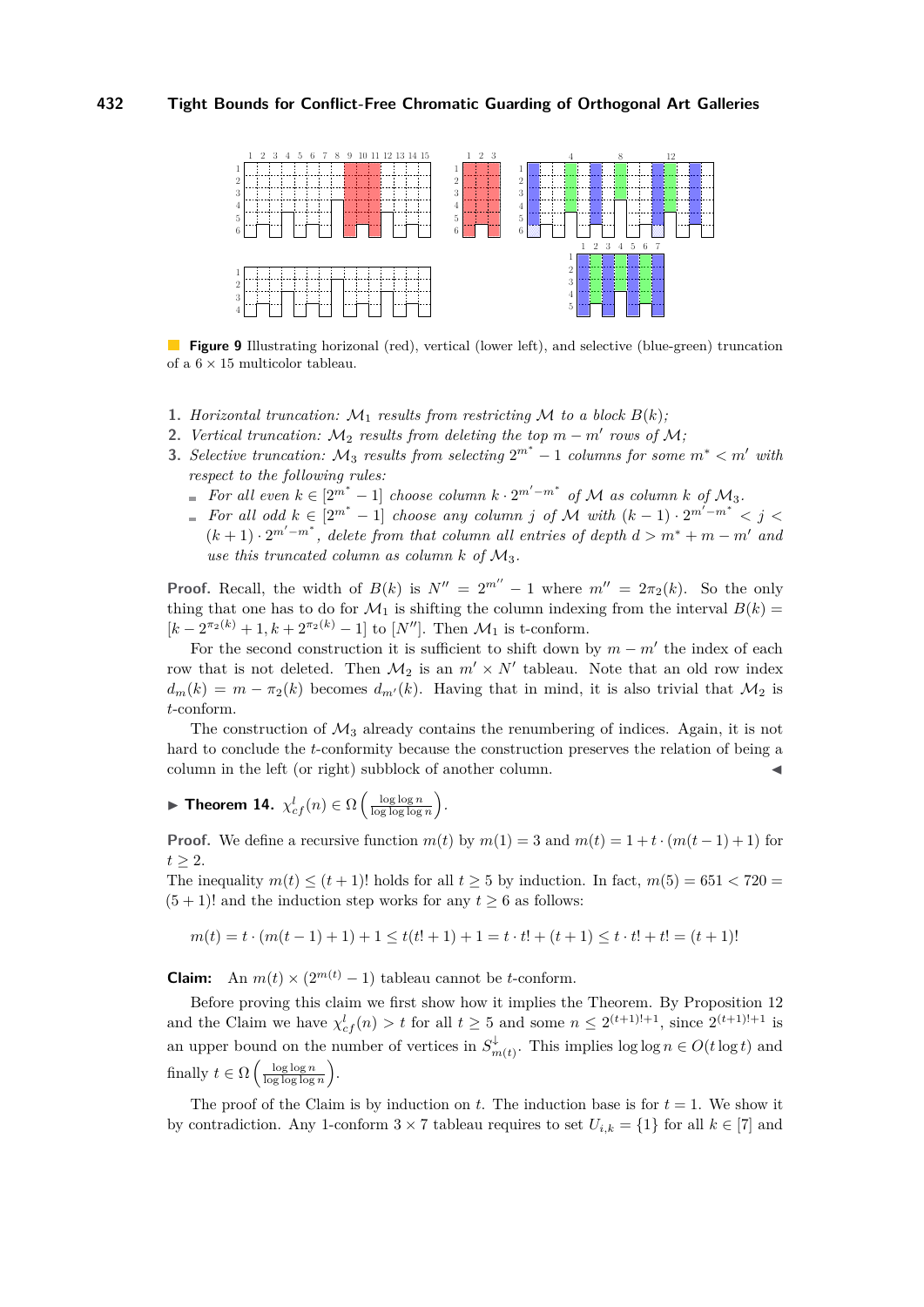**Figure 9** Illustrating horizonal (red), vertical (lower left), and selective (blue-green) truncation of a $6 \times 15$ multicolor tableau.

1. *Horizontal truncation:* $\mathcal{M}_1$ *results from restricting* $\mathcal{M}$ *to a block* $B(k)$*;*
2. *Vertical truncation:* $\mathcal{M}_2$ *results from deleting the top* $m - m'$ *rows of* $\mathcal{M}$*;*
3. *Selective truncation:* $\mathcal{M}_3$ *results from selecting* $2^{m^*} - 1$ *columns for some* $m^* < m'$ *with respect to the following rules:*
   - *For all even* $k \in [2^{m^*} - 1]$ *choose column* $k \cdot 2^{m' - m^*}$ *of* $\mathcal{M}$ *as column* $k$ *of* $\mathcal{M}_3$*.*
   - *For all odd* $k \in [2^{m^*} - 1]$ *choose any column* $j$ *of* $\mathcal{M}$ *with* $(k-1) \cdot 2^{m' - m^*} < j < (k+1) \cdot 2^{m' - m^*}$*, delete from that column all entries of depth* $d > m^* + m - m'$ *and use this truncated column as column* $k$ *of* $\mathcal{M}_3$*.*

**Proof.** Recall, the width of $B(k)$ is $N'' = 2^{m''} - 1$ where $m'' = 2\pi_2(k)$. So the only thing that one has to do for $\mathcal{M}_1$ is shifting the column indexing from the interval $B(k) = [k - 2^{\pi_2(k)} + 1, k + 2^{\pi_2(k)} - 1]$ to $[N'']$. Then $\mathcal{M}_1$ is t-conform.

For the second construction it is sufficient to shift down by $m - m'$ the index of each row that is not deleted. Then $\mathcal{M}_2$ is an $m' \times N'$ tableau. Note that an old row index $d_m(k) = m - \pi_2(k)$ becomes $d_{m'}(k)$. Having that in mind, it is also trivial that $\mathcal{M}_2$ is $t$-conform.

The construction of $\mathcal{M}_3$ already contains the renumbering of indices. Again, it is not hard to conclude the $t$-conformity because the construction preserves the relation of being a column in the left (or right) subblock of another column. ◀

▶ **Theorem 14.** $\chi_{cf}^{l}(n) \in \Omega\left(\frac{\log \log n}{\log \log \log n}\right)$.

**Proof.** We define a recursive function $m(t)$ by $m(1) = 3$ and $m(t) = 1 + t \cdot (m(t-1) + 1)$ for $t \geq 2$.
The inequality $m(t) \leq (t+1)!$ holds for all $t \geq 5$ by induction. In fact, $m(5) = 651 < 720 = (5+1)!$ and the induction step works for any $t \geq 6$ as follows:

$$m(t) = t \cdot (m(t-1) + 1) + 1 \leq t(t! + 1) + 1 = t \cdot t! + (t+1) \leq t \cdot t! + t! = (t+1)!$$

**Claim:** An $m(t) \times (2^{m(t)} - 1)$ tableau cannot be $t$-conform.

Before proving this claim we first show how it implies the Theorem. By Proposition 12 and the Claim we have $\chi_{cf}^{l}(n) > t$ for all $t \geq 5$ and some $n \leq 2^{(t+1)!+1}$, since $2^{(t+1)!+1}$ is an upper bound on the number of vertices in $S_{m(t)}^{\downarrow}$. This implies $\log \log n \in O(t \log t)$ and finally $t \in \Omega\left(\frac{\log \log n}{\log \log \log n}\right)$.

The proof of the Claim is by induction on $t$. The induction base is for $t = 1$. We show it by contradiction. Any 1-conform $3 \times 7$ tableau requires to set $U_{i,k} = \{1\}$ for all $k \in [7]$ and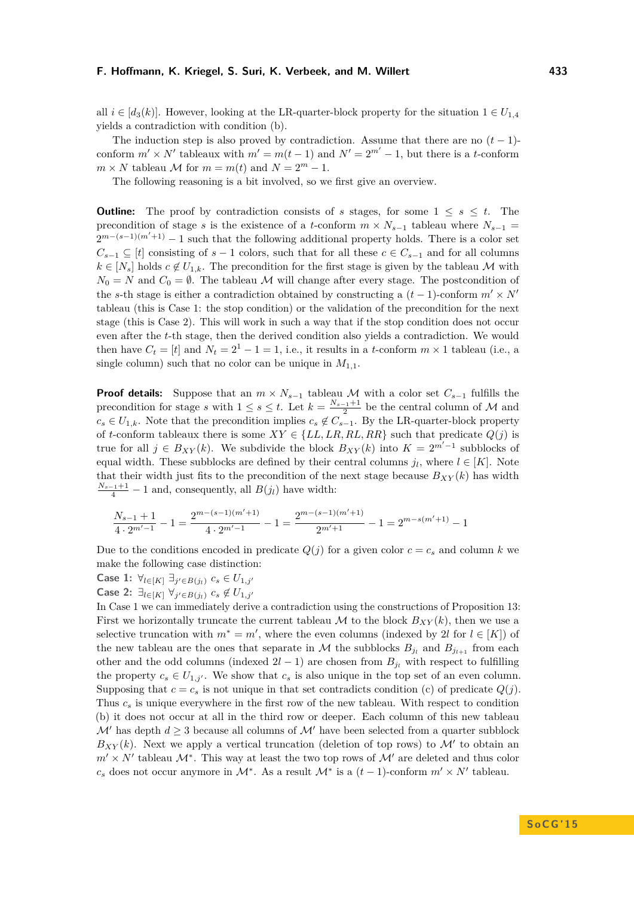all $i \in [d_3(k)]$. However, looking at the LR-quarter-block property for the situation $1 \in U_{1,4}$ yields a contradiction with condition (b).

The induction step is also proved by contradiction. Assume that there are no $(t-1)$-conform $m' \times N'$ tableaux with $m' = m(t-1)$ and $N' = 2^{m'} - 1$, but there is a $t$-conform $m \times N$ tableau $\mathcal{M}$ for $m = m(t)$ and $N = 2^m - 1$.

The following reasoning is a bit involved, so we first give an overview.

**Outline:** The proof by contradiction consists of $s$ stages, for some $1 \le s \le t$. The precondition of stage $s$ is the existence of a $t$-conform $m \times N_{s-1}$ tableau where $N_{s-1} = 2^{m-(s-1)(m'+1)} - 1$ such that the following additional property holds. There is a color set $C_{s-1} \subseteq [t]$ consisting of $s-1$ colors, such that for all these $c \in C_{s-1}$ and for all columns $k \in [N_s]$ holds $c \notin U_{1,k}$. The precondition for the first stage is given by the tableau $\mathcal{M}$ with $N_0 = N$ and $C_0 = \emptyset$. The tableau $\mathcal{M}$ will change after every stage. The postcondition of the $s$-th stage is either a contradiction obtained by constructing a $(t-1)$-conform $m' \times N'$ tableau (this is Case 1: the stop condition) or the validation of the precondition for the next stage (this is Case 2). This will work in such a way that if the stop condition does not occur even after the $t$-th stage, then the derived condition also yields a contradiction. We would then have $C_t = [t]$ and $N_t = 2^1 - 1 = 1$, i.e., it results in a $t$-conform $m \times 1$ tableau (i.e., a single column) such that no color can be unique in $M_{1,1}$.

**Proof details:** Suppose that an $m \times N_{s-1}$ tableau $\mathcal{M}$ with a color set $C_{s-1}$ fulfills the precondition for stage $s$ with $1 \le s \le t$. Let $k = \frac{N_{s-1}+1}{2}$ be the central column of $\mathcal{M}$ and $c_s \in U_{1,k}$. Note that the precondition implies $c_s \notin C_{s-1}$. By the LR-quarter-block property of $t$-conform tableaux there is some $XY \in \{LL, LR, RL, RR\}$ such that predicate $Q(j)$ is true for all $j \in B_{XY}(k)$. We subdivide the block $B_{XY}(k)$ into $K = 2^{m'-1}$ subblocks of equal width. These subblocks are defined by their central columns $j_l$, where $l \in [K]$. Note that their width just fits to the precondition of the next stage because $B_{XY}(k)$ has width $\frac{N_{s-1}+1}{4} - 1$ and, consequently, all $B(j_l)$ have width:

$$\frac{N_{s-1}+1}{4 \cdot 2^{m'-1}} - 1 = \frac{2^{m-(s-1)(m'+1)}}{4 \cdot 2^{m'-1}} - 1 = \frac{2^{m-(s-1)(m'+1)}}{2^{m'+1}} - 1 = 2^{m-s(m'+1)} - 1$$

Due to the conditions encoded in predicate $Q(j)$ for a given color $c = c_s$ and column $k$ we make the following case distinction:

**Case 1:** $\forall_{l \in [K]} \exists_{j' \in B(j_l)}\ c_s \in U_{1,j'}$

**Case 2:** $\exists_{l \in [K]} \forall_{j' \in B(j_l)}\ c_s \notin U_{1,j'}$

In Case 1 we can immediately derive a contradiction using the constructions of Proposition 13: First we horizontally truncate the current tableau $\mathcal{M}$ to the block $B_{XY}(k)$, then we use a selective truncation with $m^* = m'$, where the even columns (indexed by $2l$ for $l \in [K]$) of the new tableau are the ones that separate in $\mathcal{M}$ the subblocks $B_{j_l}$ and $B_{j_{l+1}}$ from each other and the odd columns (indexed $2l-1$) are chosen from $B_{j_l}$ with respect to fulfilling the property $c_s \in U_{1,j'}$. We show that $c_s$ is also unique in the top set of an even column. Supposing that $c = c_s$ is not unique in that set contradicts condition (c) of predicate $Q(j)$. Thus $c_s$ is unique everywhere in the first row of the new tableau. With respect to condition (b) it does not occur at all in the third row or deeper. Each column of this new tableau $\mathcal{M}'$ has depth $d \ge 3$ because all columns of $\mathcal{M}'$ have been selected from a quarter subblock $B_{XY}(k)$. Next we apply a vertical truncation (deletion of top rows) to $\mathcal{M}'$ to obtain an $m' \times N'$ tableau $\mathcal{M}^*$. This way at least the two top rows of $\mathcal{M}'$ are deleted and thus color $c_s$ does not occur anymore in $\mathcal{M}^*$. As a result $\mathcal{M}^*$ is a $(t-1)$-conform $m' \times N'$ tableau.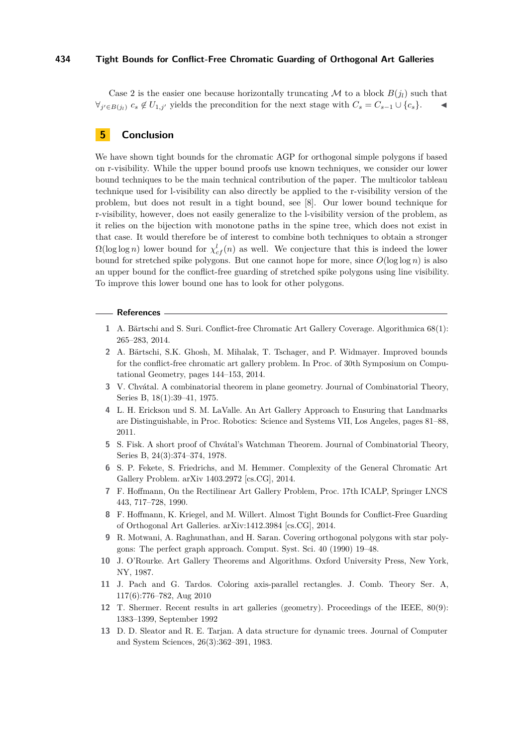Case 2 is the easier one because horizontally truncating $\mathcal{M}$ to a block $B(j_l)$ such that $\forall_{j' \in B(j_l)}\ c_s \notin U_{1,j'}$ yields the precondition for the next stage with $C_s = C_{s-1} \cup \{c_s\}$. ◂

## 5 Conclusion

We have shown tight bounds for the chromatic AGP for orthogonal simple polygons if based on r-visibility. While the upper bound proofs use known techniques, we consider our lower bound techniques to be the main technical contribution of the paper. The multicolor tableau technique used for l-visibility can also directly be applied to the r-visibility version of the problem, but does not result in a tight bound, see [8]. Our lower bound technique for r-visibility, however, does not easily generalize to the l-visibility version of the problem, as it relies on the bijection with monotone paths in the spine tree, which does not exist in that case. It would therefore be of interest to combine both techniques to obtain a stronger $\Omega(\log \log n)$ lower bound for $\chi^l_{cf}(n)$ as well. We conjecture that this is indeed the lower bound for stretched spike polygons. But one cannot hope for more, since $O(\log \log n)$ is also an upper bound for the conflict-free guarding of stretched spike polygons using line visibility. To improve this lower bound one has to look for other polygons.

### References

1. A. Bärtschi and S. Suri. Conflict-free Chromatic Art Gallery Coverage. Algorithmica 68(1): 265–283, 2014.
2. A. Bärtschi, S.K. Ghosh, M. Mihalak, T. Tschager, and P. Widmayer. Improved bounds for the conflict-free chromatic art gallery problem. In Proc. of 30th Symposium on Computational Geometry, pages 144–153, 2014.
3. V. Chvátal. A combinatorial theorem in plane geometry. Journal of Combinatorial Theory, Series B, 18(1):39–41, 1975.
4. L. H. Erickson und S. M. LaValle. An Art Gallery Approach to Ensuring that Landmarks are Distinguishable, in Proc. Robotics: Science and Systems VII, Los Angeles, pages 81–88, 2011.
5. S. Fisk. A short proof of Chvátal's Watchman Theorem. Journal of Combinatorial Theory, Series B, 24(3):374–374, 1978.
6. S. P. Fekete, S. Friedrichs, and M. Hemmer. Complexity of the General Chromatic Art Gallery Problem. arXiv 1403.2972 [cs.CG], 2014.
7. F. Hoffmann, On the Rectilinear Art Gallery Problem, Proc. 17th ICALP, Springer LNCS 443, 717–728, 1990.
8. F. Hoffmann, K. Kriegel, and M. Willert. Almost Tight Bounds for Conflict-Free Guarding of Orthogonal Art Galleries. arXiv:1412.3984 [cs.CG], 2014.
9. R. Motwani, A. Raghunathan, and H. Saran. Covering orthogonal polygons with star polygons: The perfect graph approach. Comput. Syst. Sci. 40 (1990) 19–48.
10. J. O'Rourke. Art Gallery Theorems and Algorithms. Oxford University Press, New York, NY, 1987.
11. J. Pach and G. Tardos. Coloring axis-parallel rectangles. J. Comb. Theory Ser. A, 117(6):776–782, Aug 2010
12. T. Shermer. Recent results in art galleries (geometry). Proceedings of the IEEE, 80(9): 1383–1399, September 1992
13. D. D. Sleator and R. E. Tarjan. A data structure for dynamic trees. Journal of Computer and System Sciences, 26(3):362–391, 1983.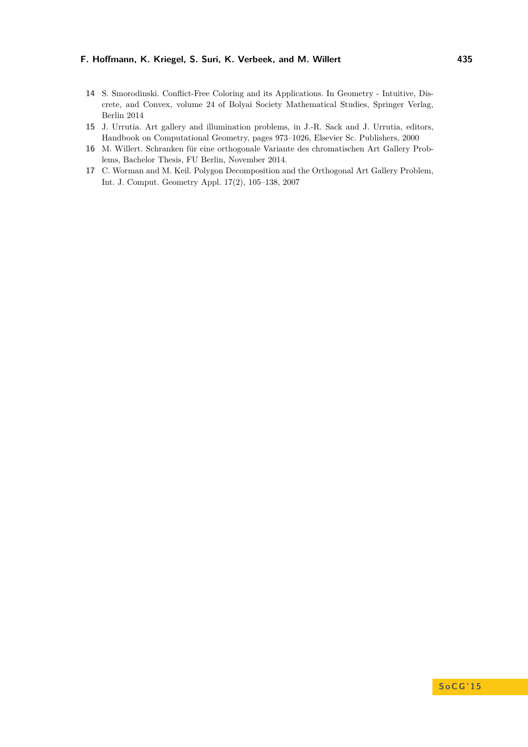14. S. Smorodinski. Conflict-Free Coloring and its Applications. In Geometry - Intuitive, Discrete, and Convex, volume 24 of Bolyai Society Mathematical Studies, Springer Verlag, Berlin 2014
15. J. Urrutia. Art gallery and illumination problems, in J.-R. Sack and J. Urrutia, editors, Handbook on Computational Geometry, pages 973–1026, Elsevier Sc. Publishers, 2000
16. M. Willert. Schranken für eine orthogonale Variante des chromatischen Art Gallery Problems, Bachelor Thesis, FU Berlin, November 2014.
17. C. Worman and M. Keil. Polygon Decomposition and the Orthogonal Art Gallery Problem, Int. J. Comput. Geometry Appl. 17(2), 105–138, 2007